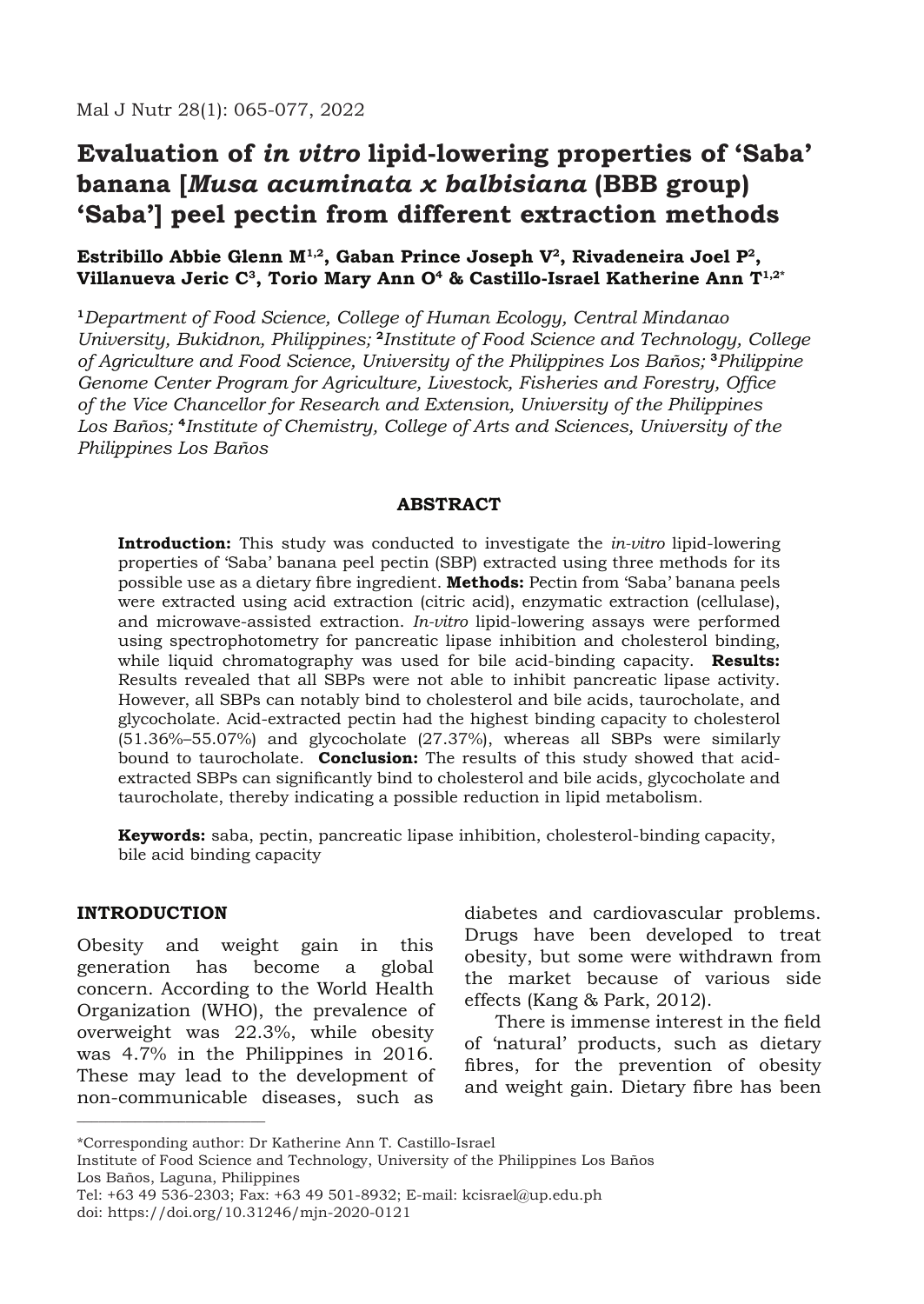# Evaluation of *in vitro* lipid-lowering properties of 'Saba' banana [*Musa acuminata x balbisiana* (BBB group) 'Saba'] peel pectin from different extraction methods

**Estribillo Abbie Glenn M[1,2], Gaban Prince Joseph V[2], Rivadeneira Joel P[2], Villanueva Jeric C[3], Torio Mary Ann O[4] & Castillo-Israel Katherine Ann T[1,2*]**

[1]*Department of Food Science, College of Human Ecology, Central Mindanao University, Bukidnon, Philippines;* [2]*Institute of Food Science and Technology, College of Agriculture and Food Science, University of the Philippines Los Baños;* [3]*Philippine Genome Center Program for Agriculture, Livestock, Fisheries and Forestry, Office of the Vice Chancellor for Research and Extension, University of the Philippines Los Baños;* [4]*Institute of Chemistry, College of Arts and Sciences, University of the Philippines Los Baños*

## ABSTRACT

**Introduction:** This study was conducted to investigate the *in-vitro* lipid-lowering properties of 'Saba' banana peel pectin (SBP) extracted using three methods for its possible use as a dietary fibre ingredient. **Methods:** Pectin from 'Saba' banana peels were extracted using acid extraction (citric acid), enzymatic extraction (cellulase), and microwave-assisted extraction. *In-vitro* lipid-lowering assays were performed using spectrophotometry for pancreatic lipase inhibition and cholesterol binding, while liquid chromatography was used for bile acid-binding capacity. **Results:** Results revealed that all SBPs were not able to inhibit pancreatic lipase activity. However, all SBPs can notably bind to cholesterol and bile acids, taurocholate, and glycocholate. Acid-extracted pectin had the highest binding capacity to cholesterol (51.36%–55.07%) and glycocholate (27.37%), whereas all SBPs were similarly bound to taurocholate. **Conclusion:** The results of this study showed that acid-extracted SBPs can significantly bind to cholesterol and bile acids, glycocholate and taurocholate, thereby indicating a possible reduction in lipid metabolism.

**Keywords:** saba, pectin, pancreatic lipase inhibition, cholesterol-binding capacity, bile acid binding capacity

## INTRODUCTION

Obesity and weight gain in this generation has become a global concern. According to the World Health Organization (WHO), the prevalence of overweight was 22.3%, while obesity was 4.7% in the Philippines in 2016. These may lead to the development of non-communicable diseases, such as diabetes and cardiovascular problems. Drugs have been developed to treat obesity, but some were withdrawn from the market because of various side effects (Kang & Park, 2012).

There is immense interest in the field of 'natural' products, such as dietary fibres, for the prevention of obesity and weight gain. Dietary fibre has been

---

*Corresponding author: Dr Katherine Ann T. Castillo-Israel
Institute of Food Science and Technology, University of the Philippines Los Baños
Los Baños, Laguna, Philippines
Tel: +63 49 536-2303; Fax: +63 49 501-8932; E-mail: kcisrael@up.edu.ph
doi: https://doi.org/10.31246/mjn-2020-0121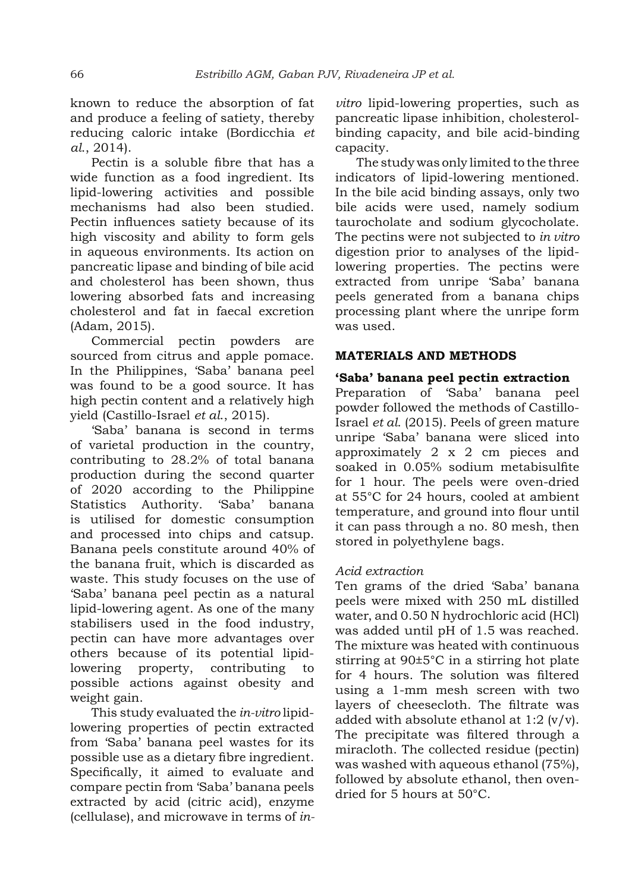known to reduce the absorption of fat and produce a feeling of satiety, thereby reducing caloric intake (Bordicchia *et al.*, 2014).

Pectin is a soluble fibre that has a wide function as a food ingredient. Its lipid-lowering activities and possible mechanisms had also been studied. Pectin influences satiety because of its high viscosity and ability to form gels in aqueous environments. Its action on pancreatic lipase and binding of bile acid and cholesterol has been shown, thus lowering absorbed fats and increasing cholesterol and fat in faecal excretion (Adam, 2015).

Commercial pectin powders are sourced from citrus and apple pomace. In the Philippines, 'Saba' banana peel was found to be a good source. It has high pectin content and a relatively high yield (Castillo-Israel *et al.*, 2015).

'Saba' banana is second in terms of varietal production in the country, contributing to 28.2% of total banana production during the second quarter of 2020 according to the Philippine Statistics Authority. 'Saba' banana is utilised for domestic consumption and processed into chips and catsup. Banana peels constitute around 40% of the banana fruit, which is discarded as waste. This study focuses on the use of 'Saba' banana peel pectin as a natural lipid-lowering agent. As one of the many stabilisers used in the food industry, pectin can have more advantages over others because of its potential lipid-lowering property, contributing to possible actions against obesity and weight gain.

This study evaluated the *in-vitro* lipid-lowering properties of pectin extracted from 'Saba' banana peel wastes for its possible use as a dietary fibre ingredient. Specifically, it aimed to evaluate and compare pectin from 'Saba' banana peels extracted by acid (citric acid), enzyme (cellulase), and microwave in terms of *in-vitro* lipid-lowering properties, such as pancreatic lipase inhibition, cholesterol-binding capacity, and bile acid-binding capacity.

The study was only limited to the three indicators of lipid-lowering mentioned. In the bile acid binding assays, only two bile acids were used, namely sodium taurocholate and sodium glycocholate. The pectins were not subjected to *in vitro* digestion prior to analyses of the lipid-lowering properties. The pectins were extracted from unripe 'Saba' banana peels generated from a banana chips processing plant where the unripe form was used.

## MATERIALS AND METHODS

### 'Saba' banana peel pectin extraction

Preparation of 'Saba' banana peel powder followed the methods of Castillo-Israel *et al.* (2015). Peels of green mature unripe 'Saba' banana were sliced into approximately 2 x 2 cm pieces and soaked in 0.05% sodium metabisulfite for 1 hour. The peels were oven-dried at 55°C for 24 hours, cooled at ambient temperature, and ground into flour until it can pass through a no. 80 mesh, then stored in polyethylene bags.

#### *Acid extraction*

Ten grams of the dried 'Saba' banana peels were mixed with 250 mL distilled water, and 0.50 N hydrochloric acid (HCl) was added until pH of 1.5 was reached. The mixture was heated with continuous stirring at 90±5°C in a stirring hot plate for 4 hours. The solution was filtered using a 1-mm mesh screen with two layers of cheesecloth. The filtrate was added with absolute ethanol at 1:2 (v/v). The precipitate was filtered through a miracloth. The collected residue (pectin) was washed with aqueous ethanol (75%), followed by absolute ethanol, then oven-dried for 5 hours at 50°C.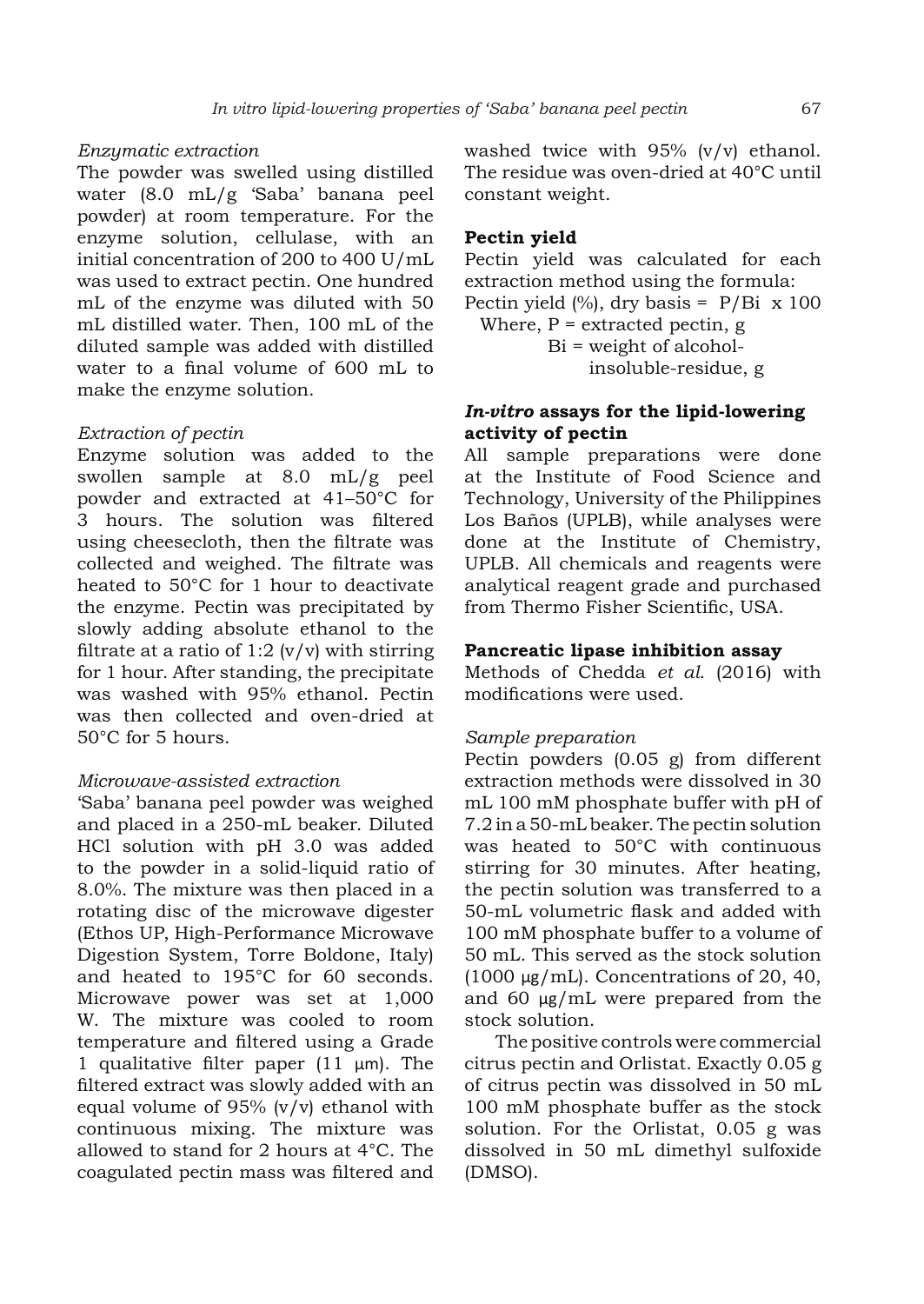*Enzymatic extraction*

The powder was swelled using distilled water (8.0 mL/g 'Saba' banana peel powder) at room temperature. For the enzyme solution, cellulase, with an initial concentration of 200 to 400 U/mL was used to extract pectin. One hundred mL of the enzyme was diluted with 50 mL distilled water. Then, 100 mL of the diluted sample was added with distilled water to a final volume of 600 mL to make the enzyme solution.

*Extraction of pectin*

Enzyme solution was added to the swollen sample at 8.0 mL/g peel powder and extracted at 41–50°C for 3 hours. The solution was filtered using cheesecloth, then the filtrate was collected and weighed. The filtrate was heated to 50°C for 1 hour to deactivate the enzyme. Pectin was precipitated by slowly adding absolute ethanol to the filtrate at a ratio of 1:2 (v/v) with stirring for 1 hour. After standing, the precipitate was washed with 95% ethanol. Pectin was then collected and oven-dried at 50°C for 5 hours.

*Microwave-assisted extraction*

'Saba' banana peel powder was weighed and placed in a 250-mL beaker. Diluted HCl solution with pH 3.0 was added to the powder in a solid-liquid ratio of 8.0%. The mixture was then placed in a rotating disc of the microwave digester (Ethos UP, High-Performance Microwave Digestion System, Torre Boldone, Italy) and heated to 195°C for 60 seconds. Microwave power was set at 1,000 W. The mixture was cooled to room temperature and filtered using a Grade 1 qualitative filter paper (11 μm). The filtered extract was slowly added with an equal volume of 95% (v/v) ethanol with continuous mixing. The mixture was allowed to stand for 2 hours at 4°C. The coagulated pectin mass was filtered and washed twice with 95% (v/v) ethanol. The residue was oven-dried at 40°C until constant weight.

**Pectin yield**

Pectin yield was calculated for each extraction method using the formula:

Pectin yield (%), dry basis = $P/Bi \times 100$

Where, P = extracted pectin, g

Bi = weight of alcohol-insoluble-residue, g

***In-vitro* assays for the lipid-lowering activity of pectin**

All sample preparations were done at the Institute of Food Science and Technology, University of the Philippines Los Baños (UPLB), while analyses were done at the Institute of Chemistry, UPLB. All chemicals and reagents were analytical reagent grade and purchased from Thermo Fisher Scientific, USA.

**Pancreatic lipase inhibition assay**

Methods of Chedda *et al.* (2016) with modifications were used.

*Sample preparation*

Pectin powders (0.05 g) from different extraction methods were dissolved in 30 mL 100 mM phosphate buffer with pH of 7.2 in a 50-mL beaker. The pectin solution was heated to 50°C with continuous stirring for 30 minutes. After heating, the pectin solution was transferred to a 50-mL volumetric flask and added with 100 mM phosphate buffer to a volume of 50 mL. This served as the stock solution (1000 μg/mL). Concentrations of 20, 40, and 60 μg/mL were prepared from the stock solution.

The positive controls were commercial citrus pectin and Orlistat. Exactly 0.05 g of citrus pectin was dissolved in 50 mL 100 mM phosphate buffer as the stock solution. For the Orlistat, 0.05 g was dissolved in 50 mL dimethyl sulfoxide (DMSO).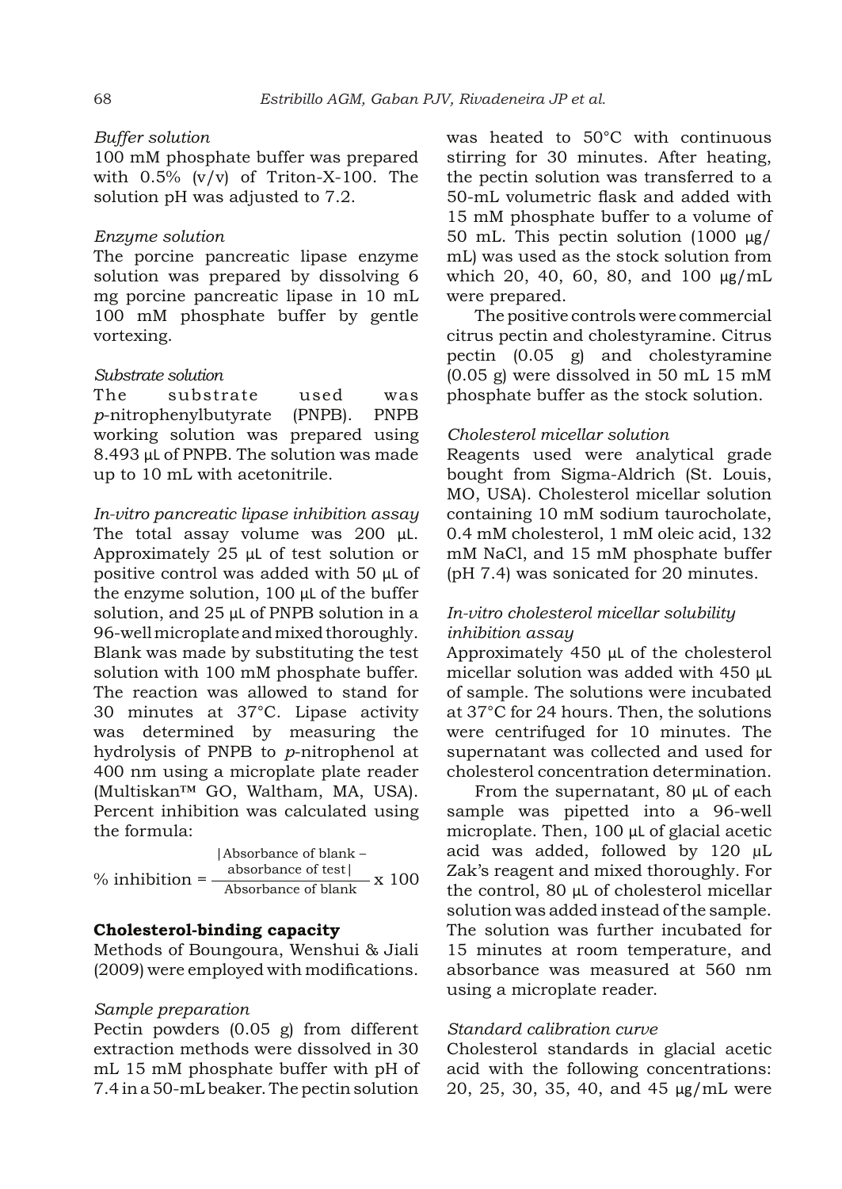*Buffer solution*

100 mM phosphate buffer was prepared with 0.5% (v/v) of Triton-X-100. The solution pH was adjusted to 7.2.

*Enzyme solution*

The porcine pancreatic lipase enzyme solution was prepared by dissolving 6 mg porcine pancreatic lipase in 10 mL 100 mM phosphate buffer by gentle vortexing.

*Substrate solution*

The substrate used was *p*-nitrophenylbutyrate (PNPB). PNPB working solution was prepared using 8.493 µL of PNPB. The solution was made up to 10 mL with acetonitrile.

*In-vitro pancreatic lipase inhibition assay*

The total assay volume was 200 µL. Approximately 25 µL of test solution or positive control was added with 50 µL of the enzyme solution, 100 µL of the buffer solution, and 25 µL of PNPB solution in a 96-well microplate and mixed thoroughly. Blank was made by substituting the test solution with 100 mM phosphate buffer. The reaction was allowed to stand for 30 minutes at 37°C. Lipase activity was determined by measuring the hydrolysis of PNPB to *p*-nitrophenol at 400 nm using a microplate plate reader (Multiskan™ GO, Waltham, MA, USA). Percent inhibition was calculated using the formula:

$$\% \text{ inhibition} = \frac{|\text{Absorbance of blank} - \text{absorbance of test}|}{\text{Absorbance of blank}} \times 100$$

**Cholesterol-binding capacity**

Methods of Boungoura, Wenshui & Jiali (2009) were employed with modifications.

*Sample preparation*

Pectin powders (0.05 g) from different extraction methods were dissolved in 30 mL 15 mM phosphate buffer with pH of 7.4 in a 50-mL beaker. The pectin solution was heated to 50°C with continuous stirring for 30 minutes. After heating, the pectin solution was transferred to a 50-mL volumetric flask and added with 15 mM phosphate buffer to a volume of 50 mL. This pectin solution (1000 µg/mL) was used as the stock solution from which 20, 40, 60, 80, and 100 µg/mL were prepared.

The positive controls were commercial citrus pectin and cholestyramine. Citrus pectin (0.05 g) and cholestyramine (0.05 g) were dissolved in 50 mL 15 mM phosphate buffer as the stock solution.

*Cholesterol micellar solution*

Reagents used were analytical grade bought from Sigma-Aldrich (St. Louis, MO, USA). Cholesterol micellar solution containing 10 mM sodium taurocholate, 0.4 mM cholesterol, 1 mM oleic acid, 132 mM NaCl, and 15 mM phosphate buffer (pH 7.4) was sonicated for 20 minutes.

*In-vitro cholesterol micellar solubility inhibition assay*

Approximately 450 µL of the cholesterol micellar solution was added with 450 µL of sample. The solutions were incubated at 37°C for 24 hours. Then, the solutions were centrifuged for 10 minutes. The supernatant was collected and used for cholesterol concentration determination.

From the supernatant, 80 µL of each sample was pipetted into a 96-well microplate. Then, 100 µL of glacial acetic acid was added, followed by 120 µL Zak's reagent and mixed thoroughly. For the control, 80 µL of cholesterol micellar solution was added instead of the sample. The solution was further incubated for 15 minutes at room temperature, and absorbance was measured at 560 nm using a microplate reader.

*Standard calibration curve*

Cholesterol standards in glacial acetic acid with the following concentrations: 20, 25, 30, 35, 40, and 45 µg/mL were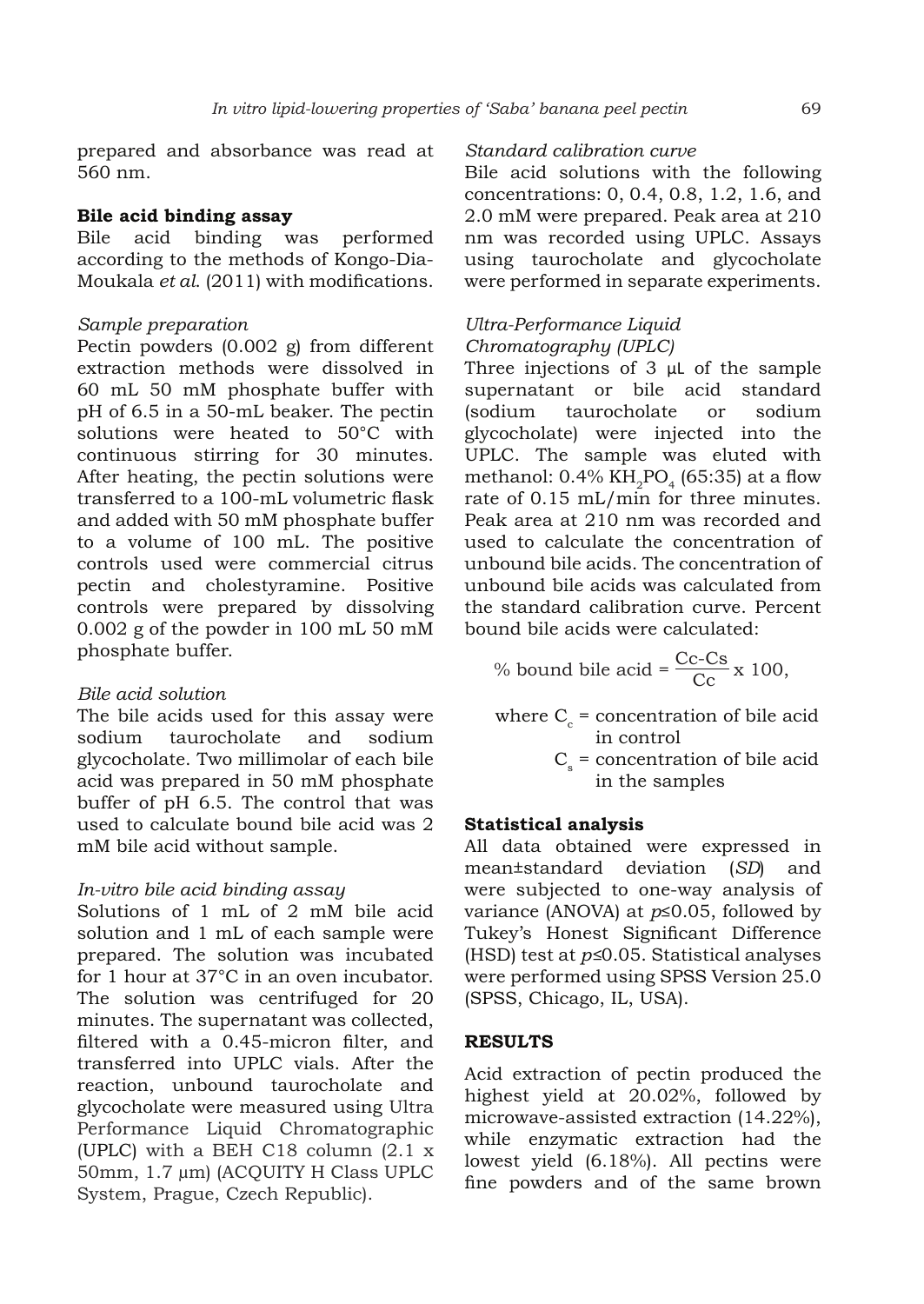prepared and absorbance was read at 560 nm.

**Bile acid binding assay**

Bile acid binding was performed according to the methods of Kongo-Dia-Moukala *et al*. (2011) with modifications.

*Sample preparation*

Pectin powders (0.002 g) from different extraction methods were dissolved in 60 mL 50 mM phosphate buffer with pH of 6.5 in a 50-mL beaker. The pectin solutions were heated to 50°C with continuous stirring for 30 minutes. After heating, the pectin solutions were transferred to a 100-mL volumetric flask and added with 50 mM phosphate buffer to a volume of 100 mL. The positive controls used were commercial citrus pectin and cholestyramine. Positive controls were prepared by dissolving 0.002 g of the powder in 100 mL 50 mM phosphate buffer.

*Bile acid solution*

The bile acids used for this assay were sodium taurocholate and sodium glycocholate. Two millimolar of each bile acid was prepared in 50 mM phosphate buffer of pH 6.5. The control that was used to calculate bound bile acid was 2 mM bile acid without sample.

*In-vitro bile acid binding assay*

Solutions of 1 mL of 2 mM bile acid solution and 1 mL of each sample were prepared. The solution was incubated for 1 hour at 37°C in an oven incubator. The solution was centrifuged for 20 minutes. The supernatant was collected, filtered with a 0.45-micron filter, and transferred into UPLC vials. After the reaction, unbound taurocholate and glycocholate were measured using Ultra Performance Liquid Chromatographic (UPLC) with a BEH C18 column (2.1 x 50mm, 1.7 μm) (ACQUITY H Class UPLC System, Prague, Czech Republic).

*Standard calibration curve*

Bile acid solutions with the following concentrations: 0, 0.4, 0.8, 1.2, 1.6, and 2.0 mM were prepared. Peak area at 210 nm was recorded using UPLC. Assays using taurocholate and glycocholate were performed in separate experiments.

*Ultra-Performance Liquid Chromatography (UPLC)*

Three injections of 3 μL of the sample supernatant or bile acid standard (sodium taurocholate or sodium glycocholate) were injected into the UPLC. The sample was eluted with methanol: 0.4% $KH_2PO_4$ (65:35) at a flow rate of 0.15 mL/min for three minutes. Peak area at 210 nm was recorded and used to calculate the concentration of unbound bile acids. The concentration of unbound bile acids was calculated from the standard calibration curve. Percent bound bile acids were calculated:

$$\% \text{ bound bile acid} = \frac{Cc\text{-}Cs}{Cc} \times 100,$$

where $C_c$ = concentration of bile acid in control
$C_s$ = concentration of bile acid in the samples

**Statistical analysis**

All data obtained were expressed in mean±standard deviation (*SD*) and were subjected to one-way analysis of variance (ANOVA) at $p \leq 0.05$, followed by Tukey's Honest Significant Difference (HSD) test at $p \leq 0.05$. Statistical analyses were performed using SPSS Version 25.0 (SPSS, Chicago, IL, USA).

## RESULTS

Acid extraction of pectin produced the highest yield at 20.02%, followed by microwave-assisted extraction (14.22%), while enzymatic extraction had the lowest yield (6.18%). All pectins were fine powders and of the same brown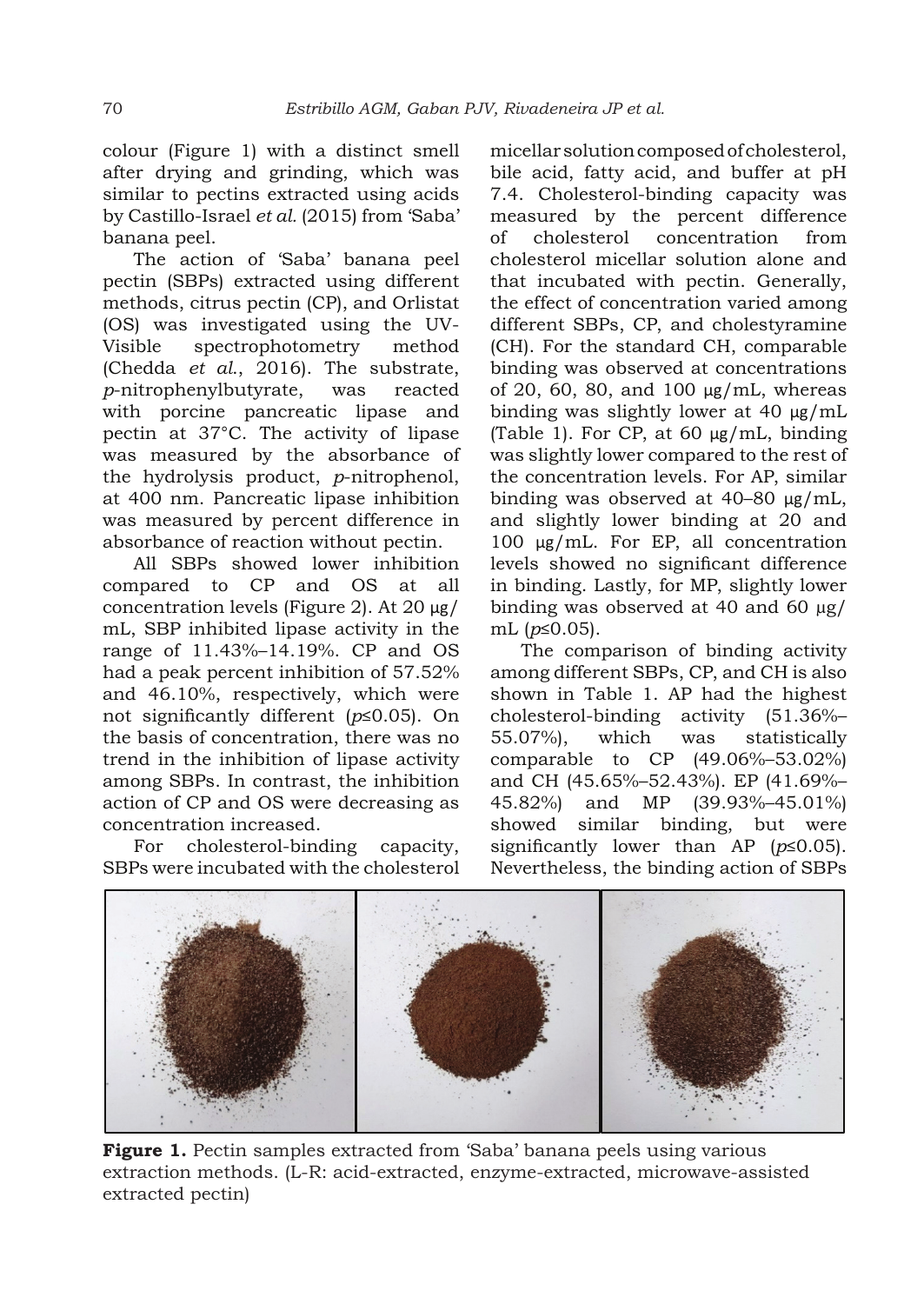colour (Figure 1) with a distinct smell after drying and grinding, which was similar to pectins extracted using acids by Castillo-Israel *et al.* (2015) from 'Saba' banana peel.

The action of 'Saba' banana peel pectin (SBPs) extracted using different methods, citrus pectin (CP), and Orlistat (OS) was investigated using the UV-Visible spectrophotometry method (Chedda *et al.*, 2016). The substrate, *p*-nitrophenylbutyrate, was reacted with porcine pancreatic lipase and pectin at 37°C. The activity of lipase was measured by the absorbance of the hydrolysis product, *p*-nitrophenol, at 400 nm. Pancreatic lipase inhibition was measured by percent difference in absorbance of reaction without pectin.

All SBPs showed lower inhibition compared to CP and OS at all concentration levels (Figure 2). At 20 μg/mL, SBP inhibited lipase activity in the range of 11.43%–14.19%. CP and OS had a peak percent inhibition of 57.52% and 46.10%, respectively, which were not significantly different ($p \leq 0.05$). On the basis of concentration, there was no trend in the inhibition of lipase activity among SBPs. In contrast, the inhibition action of CP and OS were decreasing as concentration increased.

For cholesterol-binding capacity, SBPs were incubated with the cholesterol micellar solution composed of cholesterol, bile acid, fatty acid, and buffer at pH 7.4. Cholesterol-binding capacity was measured by the percent difference of cholesterol concentration from cholesterol micellar solution alone and that incubated with pectin. Generally, the effect of concentration varied among different SBPs, CP, and cholestyramine (CH). For the standard CH, comparable binding was observed at concentrations of 20, 60, 80, and 100 μg/mL, whereas binding was slightly lower at 40 μg/mL (Table 1). For CP, at 60 μg/mL, binding was slightly lower compared to the rest of the concentration levels. For AP, similar binding was observed at 40–80 μg/mL, and slightly lower binding at 20 and 100 μg/mL. For EP, all concentration levels showed no significant difference in binding. Lastly, for MP, slightly lower binding was observed at 40 and 60 μg/mL ($p \leq 0.05$).

The comparison of binding activity among different SBPs, CP, and CH is also shown in Table 1. AP had the highest cholesterol-binding activity (51.36%–55.07%), which was statistically comparable to CP (49.06%–53.02%) and CH (45.65%–52.43%). EP (41.69%–45.82%) and MP (39.93%–45.01%) showed similar binding, but were significantly lower than AP ($p \leq 0.05$). Nevertheless, the binding action of SBPs

**Figure 1.** Pectin samples extracted from 'Saba' banana peels using various extraction methods. (L-R: acid-extracted, enzyme-extracted, microwave-assisted extracted pectin)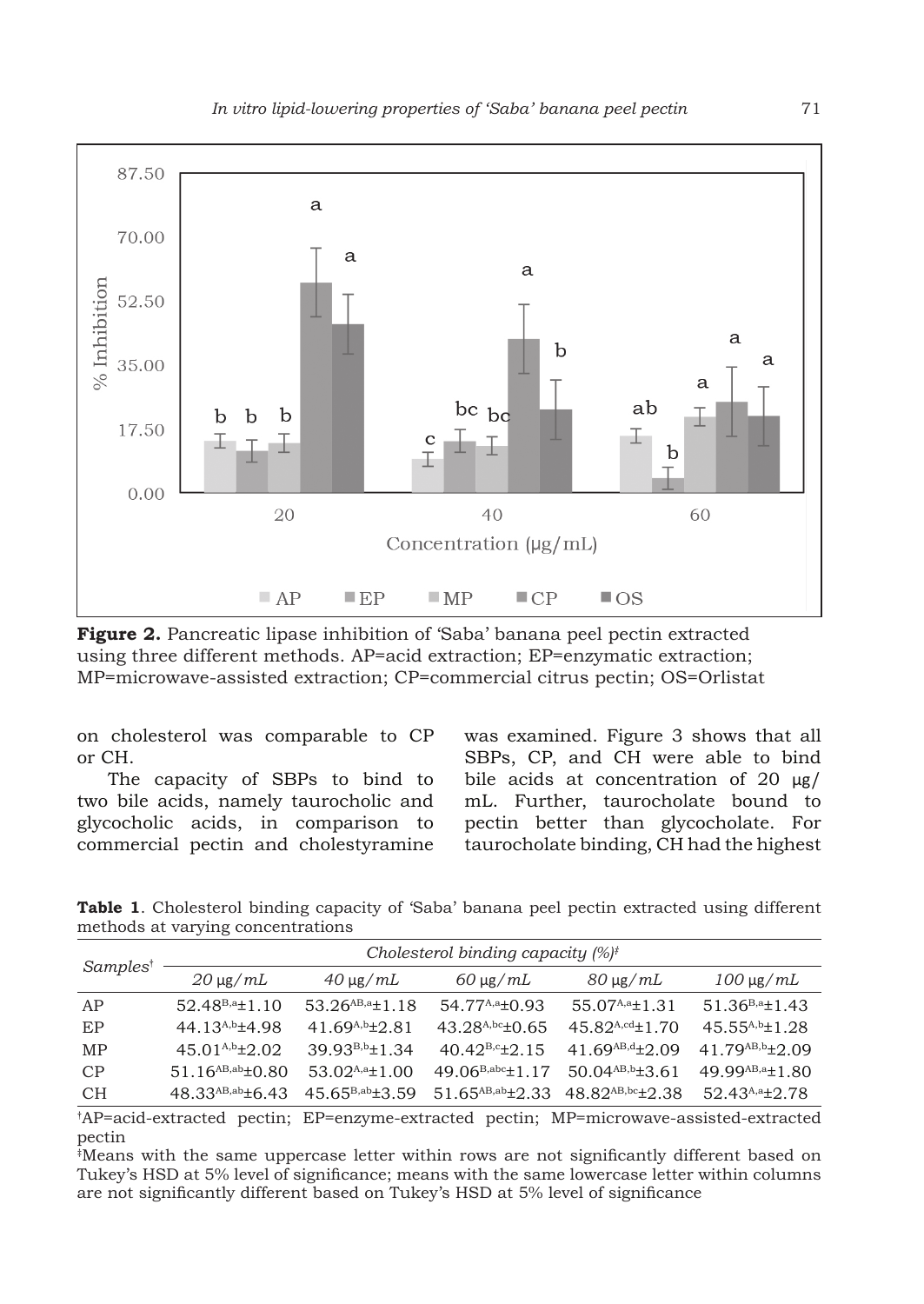**Figure 2.** Pancreatic lipase inhibition of 'Saba' banana peel pectin extracted using three different methods. AP=acid extraction; EP=enzymatic extraction; MP=microwave-assisted extraction; CP=commercial citrus pectin; OS=Orlistat

on cholesterol was comparable to CP or CH.

The capacity of SBPs to bind to two bile acids, namely taurocholic and glycocholic acids, in comparison to commercial pectin and cholestyramine was examined. Figure 3 shows that all SBPs, CP, and CH were able to bind bile acids at concentration of 20 μg/mL. Further, taurocholate bound to pectin better than glycocholate. For taurocholate binding, CH had the highest

**Table 1**. Cholesterol binding capacity of 'Saba' banana peel pectin extracted using different methods at varying concentrations

| *Samples*† | *Cholesterol binding capacity (%)*‡ | | | | |
|---|---|---|---|---|---|
| | *20 μg/mL* | *40 μg/mL* | *60 μg/mL* | *80 μg/mL* | *100 μg/mL* |
| AP | $52.48^{B,a}\pm1.10$ | $53.26^{AB,a}\pm1.18$ | $54.77^{A,a}\pm0.93$ | $55.07^{A,a}\pm1.31$ | $51.36^{B,a}\pm1.43$ |
| EP | $44.13^{A,b}\pm4.98$ | $41.69^{A,b}\pm2.81$ | $43.28^{A,bc}\pm0.65$ | $45.82^{A,cd}\pm1.70$ | $45.55^{A,b}\pm1.28$ |
| MP | $45.01^{A,b}\pm2.02$ | $39.93^{B,b}\pm1.34$ | $40.42^{B,c}\pm2.15$ | $41.69^{AB,d}\pm2.09$ | $41.79^{AB,b}\pm2.09$ |
| CP | $51.16^{AB,ab}\pm0.80$ | $53.02^{A,a}\pm1.00$ | $49.06^{B,abc}\pm1.17$ | $50.04^{AB,b}\pm3.61$ | $49.99^{AB,a}\pm1.80$ |
| CH | $48.33^{AB,ab}\pm6.43$ | $45.65^{B,ab}\pm3.59$ | $51.65^{AB,ab}\pm2.33$ | $48.82^{AB,bc}\pm2.38$ | $52.43^{A,a}\pm2.78$ |

†AP=acid-extracted pectin; EP=enzyme-extracted pectin; MP=microwave-assisted-extracted pectin

‡Means with the same uppercase letter within rows are not significantly different based on Tukey's HSD at 5% level of significance; means with the same lowercase letter within columns are not significantly different based on Tukey's HSD at 5% level of significance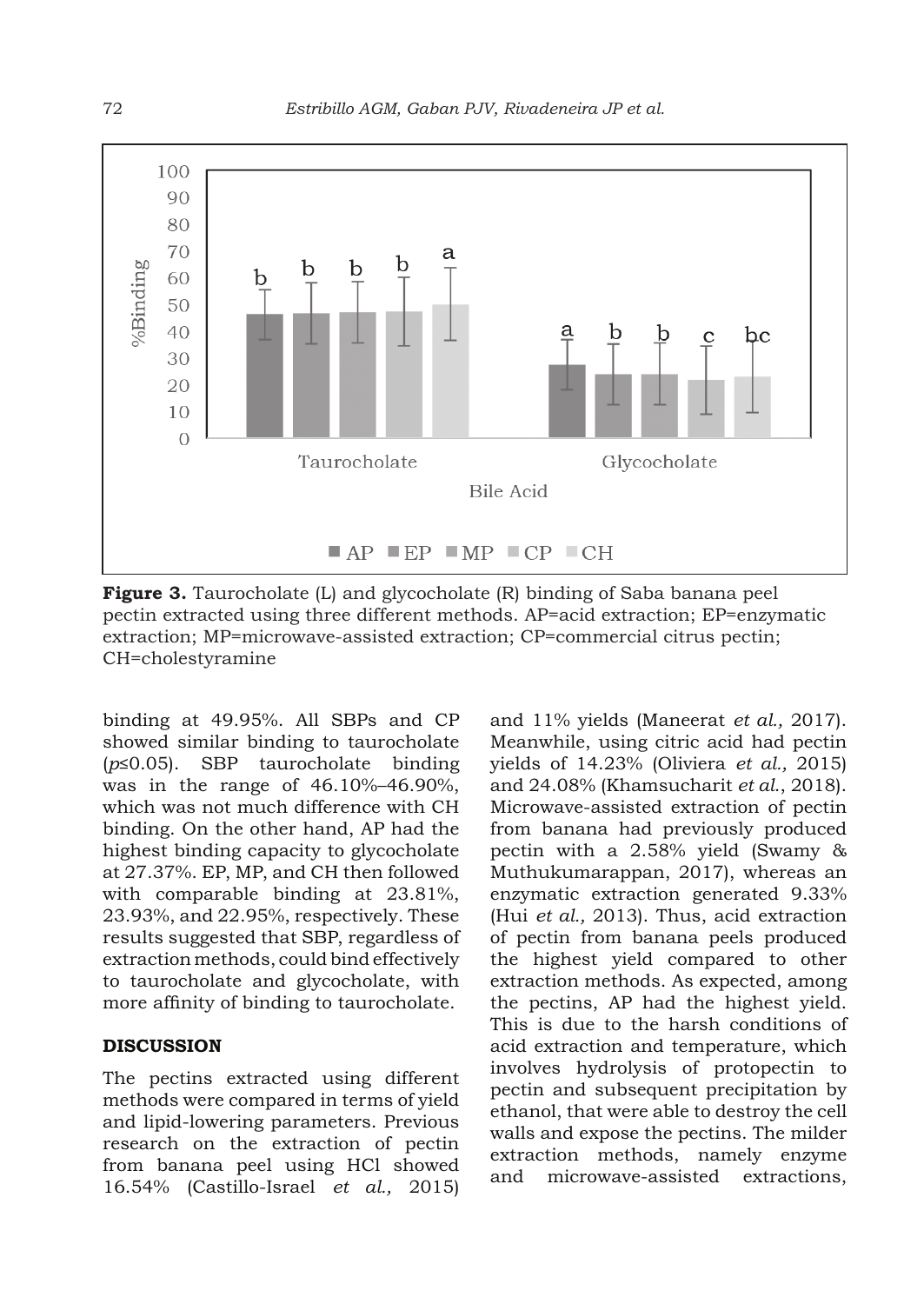**Figure 3.** Taurocholate (L) and glycocholate (R) binding of Saba banana peel pectin extracted using three different methods. AP=acid extraction; EP=enzymatic extraction; MP=microwave-assisted extraction; CP=commercial citrus pectin; CH=cholestyramine

binding at 49.95%. All SBPs and CP showed similar binding to taurocholate ($p \leq 0.05$). SBP taurocholate binding was in the range of 46.10%–46.90%, which was not much difference with CH binding. On the other hand, AP had the highest binding capacity to glycocholate at 27.37%. EP, MP, and CH then followed with comparable binding at 23.81%, 23.93%, and 22.95%, respectively. These results suggested that SBP, regardless of extraction methods, could bind effectively to taurocholate and glycocholate, with more affinity of binding to taurocholate.

## DISCUSSION

The pectins extracted using different methods were compared in terms of yield and lipid-lowering parameters. Previous research on the extraction of pectin from banana peel using HCl showed 16.54% (Castillo-Israel *et al.,* 2015) and 11% yields (Maneerat *et al.,* 2017). Meanwhile, using citric acid had pectin yields of 14.23% (Oliviera *et al.,* 2015) and 24.08% (Khamsucharit *et al.*, 2018). Microwave-assisted extraction of pectin from banana had previously produced pectin with a 2.58% yield (Swamy & Muthukumarappan, 2017), whereas an enzymatic extraction generated 9.33% (Hui *et al.,* 2013). Thus, acid extraction of pectin from banana peels produced the highest yield compared to other extraction methods. As expected, among the pectins, AP had the highest yield. This is due to the harsh conditions of acid extraction and temperature, which involves hydrolysis of protopectin to pectin and subsequent precipitation by ethanol, that were able to destroy the cell walls and expose the pectins. The milder extraction methods, namely enzyme and microwave-assisted extractions,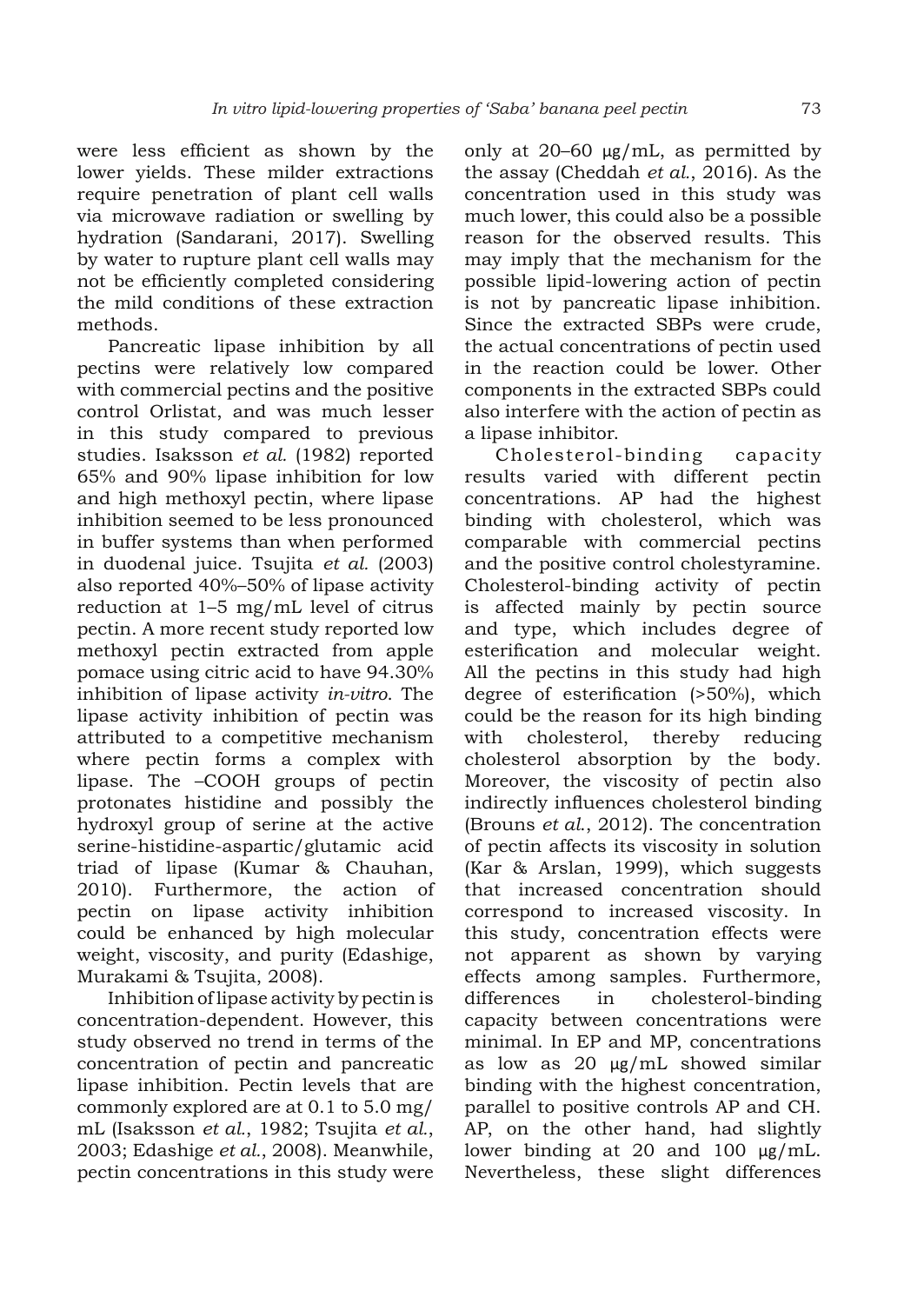were less efficient as shown by the lower yields. These milder extractions require penetration of plant cell walls via microwave radiation or swelling by hydration (Sandarani, 2017). Swelling by water to rupture plant cell walls may not be efficiently completed considering the mild conditions of these extraction methods.

Pancreatic lipase inhibition by all pectins were relatively low compared with commercial pectins and the positive control Orlistat, and was much lesser in this study compared to previous studies. Isaksson *et al.* (1982) reported 65% and 90% lipase inhibition for low and high methoxyl pectin, where lipase inhibition seemed to be less pronounced in buffer systems than when performed in duodenal juice. Tsujita *et al.* (2003) also reported 40%–50% of lipase activity reduction at 1–5 mg/mL level of citrus pectin. A more recent study reported low methoxyl pectin extracted from apple pomace using citric acid to have 94.30% inhibition of lipase activity *in-vitro*. The lipase activity inhibition of pectin was attributed to a competitive mechanism where pectin forms a complex with lipase. The –COOH groups of pectin protonates histidine and possibly the hydroxyl group of serine at the active serine-histidine-aspartic/glutamic acid triad of lipase (Kumar & Chauhan, 2010). Furthermore, the action of pectin on lipase activity inhibition could be enhanced by high molecular weight, viscosity, and purity (Edashige, Murakami & Tsujita, 2008).

Inhibition of lipase activity by pectin is concentration-dependent. However, this study observed no trend in terms of the concentration of pectin and pancreatic lipase inhibition. Pectin levels that are commonly explored are at 0.1 to 5.0 mg/mL (Isaksson *et al.*, 1982; Tsujita *et al.*, 2003; Edashige *et al.*, 2008). Meanwhile, pectin concentrations in this study were only at 20–60 μg/mL, as permitted by the assay (Cheddah *et al.*, 2016). As the concentration used in this study was much lower, this could also be a possible reason for the observed results. This may imply that the mechanism for the possible lipid-lowering action of pectin is not by pancreatic lipase inhibition. Since the extracted SBPs were crude, the actual concentrations of pectin used in the reaction could be lower. Other components in the extracted SBPs could also interfere with the action of pectin as a lipase inhibitor.

Cholesterol-binding capacity results varied with different pectin concentrations. AP had the highest binding with cholesterol, which was comparable with commercial pectins and the positive control cholestyramine. Cholesterol-binding activity of pectin is affected mainly by pectin source and type, which includes degree of esterification and molecular weight. All the pectins in this study had high degree of esterification (>50%), which could be the reason for its high binding with cholesterol, thereby reducing cholesterol absorption by the body. Moreover, the viscosity of pectin also indirectly influences cholesterol binding (Brouns *et al.*, 2012). The concentration of pectin affects its viscosity in solution (Kar & Arslan, 1999), which suggests that increased concentration should correspond to increased viscosity. In this study, concentration effects were not apparent as shown by varying effects among samples. Furthermore, differences in cholesterol-binding capacity between concentrations were minimal. In EP and MP, concentrations as low as 20 μg/mL showed similar binding with the highest concentration, parallel to positive controls AP and CH. AP, on the other hand, had slightly lower binding at 20 and 100 μg/mL. Nevertheless, these slight differences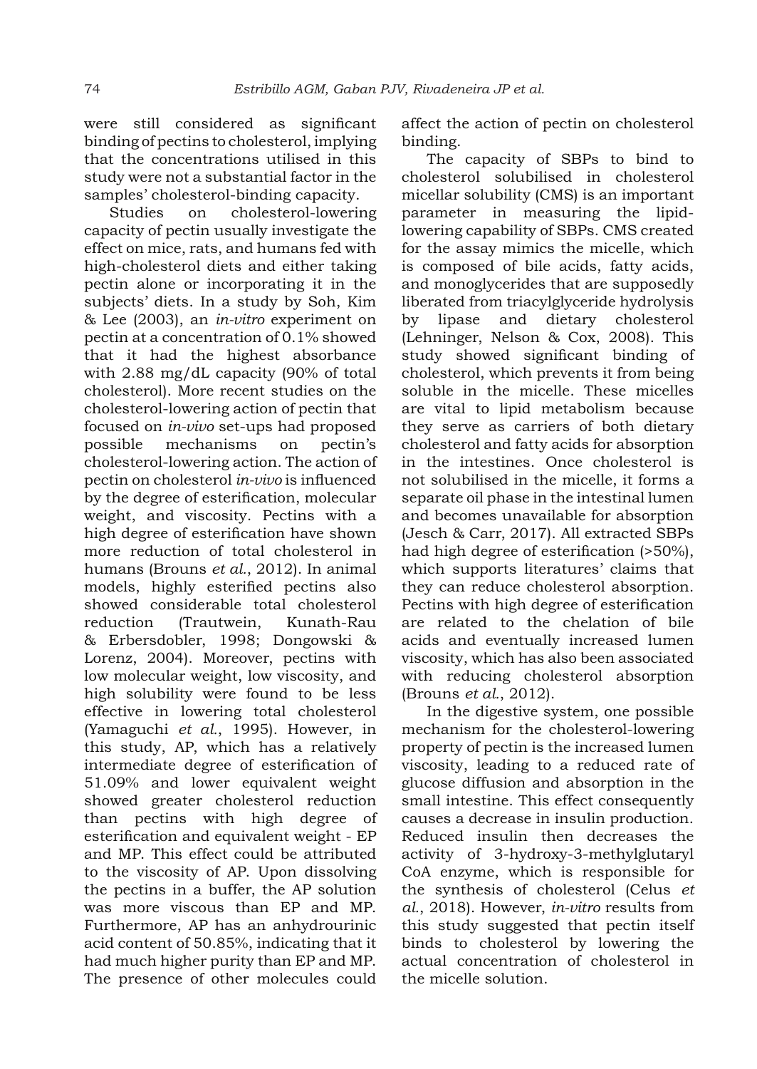were still considered as significant binding of pectins to cholesterol, implying that the concentrations utilised in this study were not a substantial factor in the samples' cholesterol-binding capacity.

Studies on cholesterol-lowering capacity of pectin usually investigate the effect on mice, rats, and humans fed with high-cholesterol diets and either taking pectin alone or incorporating it in the subjects' diets. In a study by Soh, Kim & Lee (2003), an *in-vitro* experiment on pectin at a concentration of 0.1% showed that it had the highest absorbance with 2.88 mg/dL capacity (90% of total cholesterol). More recent studies on the cholesterol-lowering action of pectin that focused on *in-vivo* set-ups had proposed possible mechanisms on pectin's cholesterol-lowering action. The action of pectin on cholesterol *in-vivo* is influenced by the degree of esterification, molecular weight, and viscosity. Pectins with a high degree of esterification have shown more reduction of total cholesterol in humans (Brouns *et al.*, 2012). In animal models, highly esterified pectins also showed considerable total cholesterol reduction (Trautwein, Kunath-Rau & Erbersdobler, 1998; Dongowski & Lorenz, 2004). Moreover, pectins with low molecular weight, low viscosity, and high solubility were found to be less effective in lowering total cholesterol (Yamaguchi *et al.*, 1995). However, in this study, AP, which has a relatively intermediate degree of esterification of 51.09% and lower equivalent weight showed greater cholesterol reduction than pectins with high degree of esterification and equivalent weight - EP and MP. This effect could be attributed to the viscosity of AP. Upon dissolving the pectins in a buffer, the AP solution was more viscous than EP and MP. Furthermore, AP has an anhydrourinic acid content of 50.85%, indicating that it had much higher purity than EP and MP. The presence of other molecules could affect the action of pectin on cholesterol binding.

The capacity of SBPs to bind to cholesterol solubilised in cholesterol micellar solubility (CMS) is an important parameter in measuring the lipid-lowering capability of SBPs. CMS created for the assay mimics the micelle, which is composed of bile acids, fatty acids, and monoglycerides that are supposedly liberated from triacylglyceride hydrolysis by lipase and dietary cholesterol (Lehninger, Nelson & Cox, 2008). This study showed significant binding of cholesterol, which prevents it from being soluble in the micelle. These micelles are vital to lipid metabolism because they serve as carriers of both dietary cholesterol and fatty acids for absorption in the intestines. Once cholesterol is not solubilised in the micelle, it forms a separate oil phase in the intestinal lumen and becomes unavailable for absorption (Jesch & Carr, 2017). All extracted SBPs had high degree of esterification (>50%), which supports literatures' claims that they can reduce cholesterol absorption. Pectins with high degree of esterification are related to the chelation of bile acids and eventually increased lumen viscosity, which has also been associated with reducing cholesterol absorption (Brouns *et al.*, 2012).

In the digestive system, one possible mechanism for the cholesterol-lowering property of pectin is the increased lumen viscosity, leading to a reduced rate of glucose diffusion and absorption in the small intestine. This effect consequently causes a decrease in insulin production. Reduced insulin then decreases the activity of 3-hydroxy-3-methylglutaryl CoA enzyme, which is responsible for the synthesis of cholesterol (Celus *et al.*, 2018). However, *in-vitro* results from this study suggested that pectin itself binds to cholesterol by lowering the actual concentration of cholesterol in the micelle solution.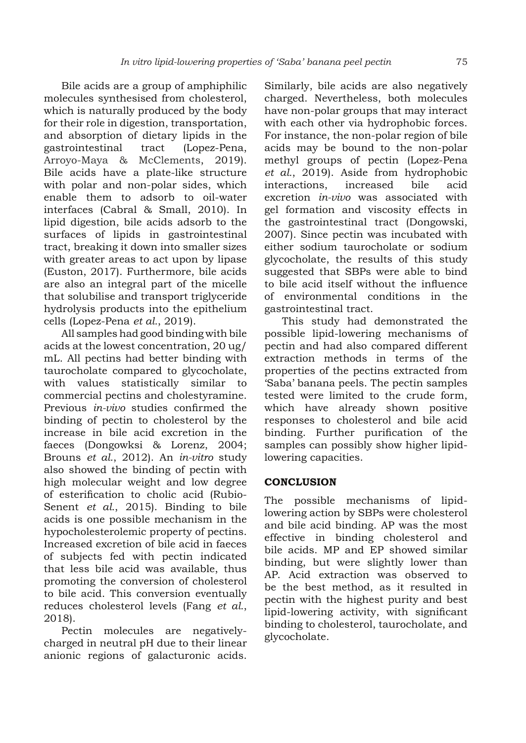Bile acids are a group of amphiphilic molecules synthesised from cholesterol, which is naturally produced by the body for their role in digestion, transportation, and absorption of dietary lipids in the gastrointestinal tract (Lopez-Pena, Arroyo-Maya & McClements, 2019). Bile acids have a plate-like structure with polar and non-polar sides, which enable them to adsorb to oil-water interfaces (Cabral & Small, 2010). In lipid digestion, bile acids adsorb to the surfaces of lipids in gastrointestinal tract, breaking it down into smaller sizes with greater areas to act upon by lipase (Euston, 2017). Furthermore, bile acids are also an integral part of the micelle that solubilise and transport triglyceride hydrolysis products into the epithelium cells (Lopez-Pena *et al.*, 2019).

All samples had good binding with bile acids at the lowest concentration, 20 ug/mL. All pectins had better binding with taurocholate compared to glycocholate, with values statistically similar to commercial pectins and cholestyramine. Previous *in-vivo* studies confirmed the binding of pectin to cholesterol by the increase in bile acid excretion in the faeces (Dongowksi & Lorenz, 2004; Brouns *et al.*, 2012). An *in-vitro* study also showed the binding of pectin with high molecular weight and low degree of esterification to cholic acid (Rubio-Senent *et al.*, 2015). Binding to bile acids is one possible mechanism in the hypocholesterolemic property of pectins. Increased excretion of bile acid in faeces of subjects fed with pectin indicated that less bile acid was available, thus promoting the conversion of cholesterol to bile acid. This conversion eventually reduces cholesterol levels (Fang *et al.*, 2018).

Pectin molecules are negatively-charged in neutral pH due to their linear anionic regions of galacturonic acids. Similarly, bile acids are also negatively charged. Nevertheless, both molecules have non-polar groups that may interact with each other via hydrophobic forces. For instance, the non-polar region of bile acids may be bound to the non-polar methyl groups of pectin (Lopez-Pena *et al.*, 2019). Aside from hydrophobic interactions, increased bile acid excretion *in-vivo* was associated with gel formation and viscosity effects in the gastrointestinal tract (Dongowski, 2007). Since pectin was incubated with either sodium taurocholate or sodium glycocholate, the results of this study suggested that SBPs were able to bind to bile acid itself without the influence of environmental conditions in the gastrointestinal tract.

This study had demonstrated the possible lipid-lowering mechanisms of pectin and had also compared different extraction methods in terms of the properties of the pectins extracted from 'Saba' banana peels. The pectin samples tested were limited to the crude form, which have already shown positive responses to cholesterol and bile acid binding. Further purification of the samples can possibly show higher lipid-lowering capacities.

## CONCLUSION

The possible mechanisms of lipid-lowering action by SBPs were cholesterol and bile acid binding. AP was the most effective in binding cholesterol and bile acids. MP and EP showed similar binding, but were slightly lower than AP. Acid extraction was observed to be the best method, as it resulted in pectin with the highest purity and best lipid-lowering activity, with significant binding to cholesterol, taurocholate, and glycocholate.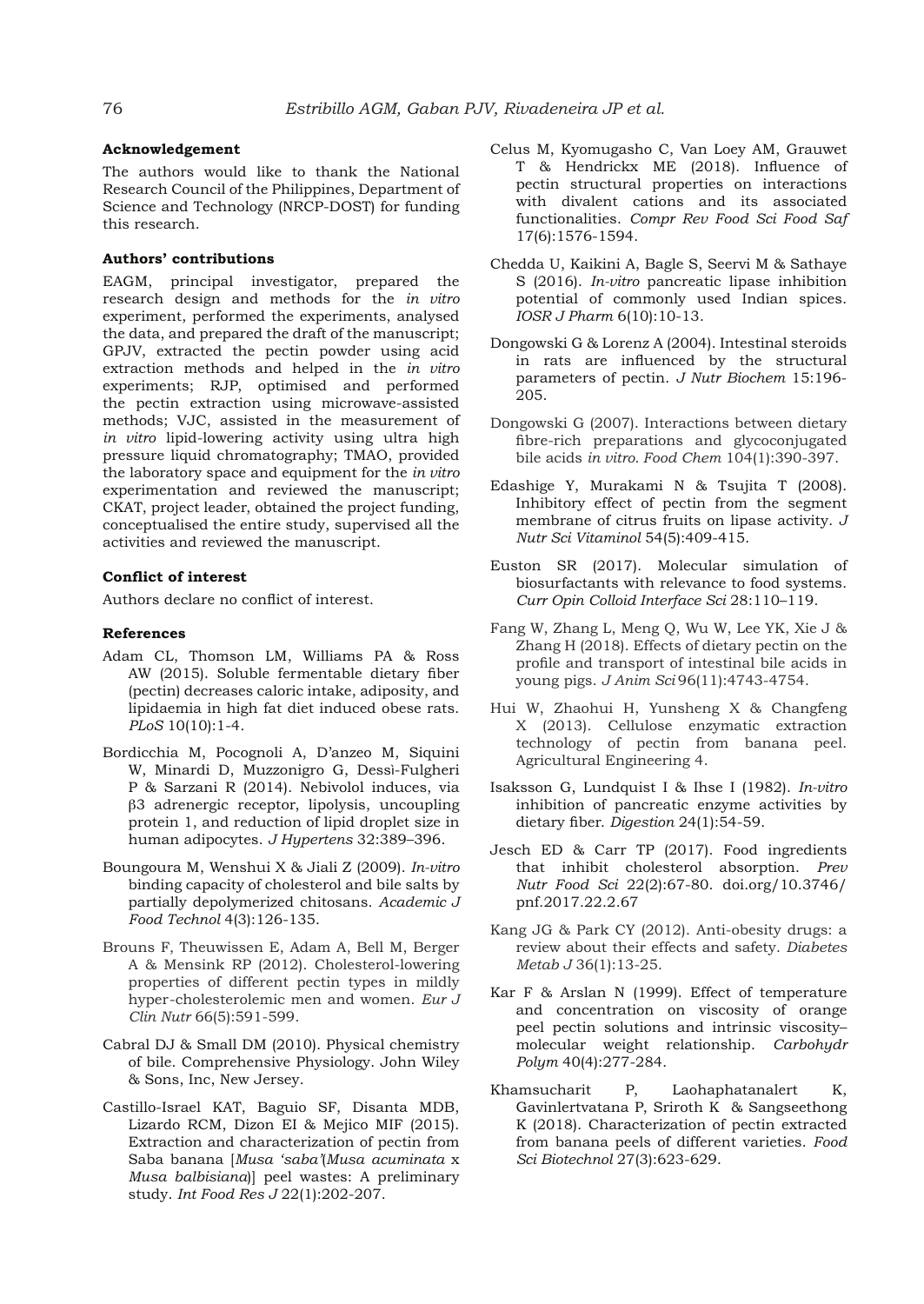### Acknowledgement

The authors would like to thank the National Research Council of the Philippines, Department of Science and Technology (NRCP-DOST) for funding this research.

### Authors' contributions

EAGM, principal investigator, prepared the research design and methods for the *in vitro* experiment, performed the experiments, analysed the data, and prepared the draft of the manuscript; GPJV, extracted the pectin powder using acid extraction methods and helped in the *in vitro* experiments; RJP, optimised and performed the pectin extraction using microwave-assisted methods; VJC, assisted in the measurement of *in vitro* lipid-lowering activity using ultra high pressure liquid chromatography; TMAO, provided the laboratory space and equipment for the *in vitro* experimentation and reviewed the manuscript; CKAT, project leader, obtained the project funding, conceptualised the entire study, supervised all the activities and reviewed the manuscript.

### Conflict of interest

Authors declare no conflict of interest.

### References

Adam CL, Thomson LM, Williams PA & Ross AW (2015). Soluble fermentable dietary fiber (pectin) decreases caloric intake, adiposity, and lipidaemia in high fat diet induced obese rats. *PLoS* 10(10):1-4.

Bordicchia M, Pocognoli A, D'anzeo M, Siquini W, Minardi D, Muzzonigro G, Dessi-Fulgheri P & Sarzani R (2014). Nebivolol induces, via β3 adrenergic receptor, lipolysis, uncoupling protein 1, and reduction of lipid droplet size in human adipocytes. *J Hypertens* 32:389–396.

Boungoura M, Wenshui X & Jiali Z (2009). *In-vitro* binding capacity of cholesterol and bile salts by partially depolymerized chitosans. *Academic J Food Technol* 4(3):126-135.

Brouns F, Theuwissen E, Adam A, Bell M, Berger A & Mensink RP (2012). Cholesterol-lowering properties of different pectin types in mildly hyper-cholesterolemic men and women. *Eur J Clin Nutr* 66(5):591-599.

Cabral DJ & Small DM (2010). Physical chemistry of bile. Comprehensive Physiology. John Wiley & Sons, Inc, New Jersey.

Castillo-Israel KAT, Baguio SF, Disanta MDB, Lizardo RCM, Dizon EI & Mejico MIF (2015). Extraction and characterization of pectin from Saba banana [*Musa 'saba'*(*Musa acuminata* x *Musa balbisiana*)] peel wastes: A preliminary study. *Int Food Res J* 22(1):202-207.

Celus M, Kyomugasho C, Van Loey AM, Grauwet T & Hendrickx ME (2018). Influence of pectin structural properties on interactions with divalent cations and its associated functionalities. *Compr Rev Food Sci Food Saf* 17(6):1576-1594.

Chedda U, Kaikini A, Bagle S, Seervi M & Sathaye S (2016). *In-vitro* pancreatic lipase inhibition potential of commonly used Indian spices. *IOSR J Pharm* 6(10):10-13.

Dongowski G & Lorenz A (2004). Intestinal steroids in rats are influenced by the structural parameters of pectin. *J Nutr Biochem* 15:196-205.

Dongowski G (2007). Interactions between dietary fibre-rich preparations and glycoconjugated bile acids *in vitro*. *Food Chem* 104(1):390-397.

Edashige Y, Murakami N & Tsujita T (2008). Inhibitory effect of pectin from the segment membrane of citrus fruits on lipase activity. *J Nutr Sci Vitaminol* 54(5):409-415.

Euston SR (2017). Molecular simulation of biosurfactants with relevance to food systems. *Curr Opin Colloid Interface Sci* 28:110–119.

Fang W, Zhang L, Meng Q, Wu W, Lee YK, Xie J & Zhang H (2018). Effects of dietary pectin on the profile and transport of intestinal bile acids in young pigs. *J Anim Sci* 96(11):4743-4754.

Hui W, Zhaohui H, Yunsheng X & Changfeng X (2013). Cellulose enzymatic extraction technology of pectin from banana peel. Agricultural Engineering 4.

Isaksson G, Lundquist I & Ihse I (1982). *In-vitro* inhibition of pancreatic enzyme activities by dietary fiber. *Digestion* 24(1):54-59.

Jesch ED & Carr TP (2017). Food ingredients that inhibit cholesterol absorption. *Prev Nutr Food Sci* 22(2):67-80. doi.org/10.3746/pnf.2017.22.2.67

Kang JG & Park CY (2012). Anti-obesity drugs: a review about their effects and safety. *Diabetes Metab J* 36(1):13-25.

Kar F & Arslan N (1999). Effect of temperature and concentration on viscosity of orange peel pectin solutions and intrinsic viscosity–molecular weight relationship. *Carbohydr Polym* 40(4):277-284.

Khamsucharit P, Laohaphatanalert K, Gavinlertvatana P, Sriroth K & Sangseethong K (2018). Characterization of pectin extracted from banana peels of different varieties. *Food Sci Biotechnol* 27(3):623-629.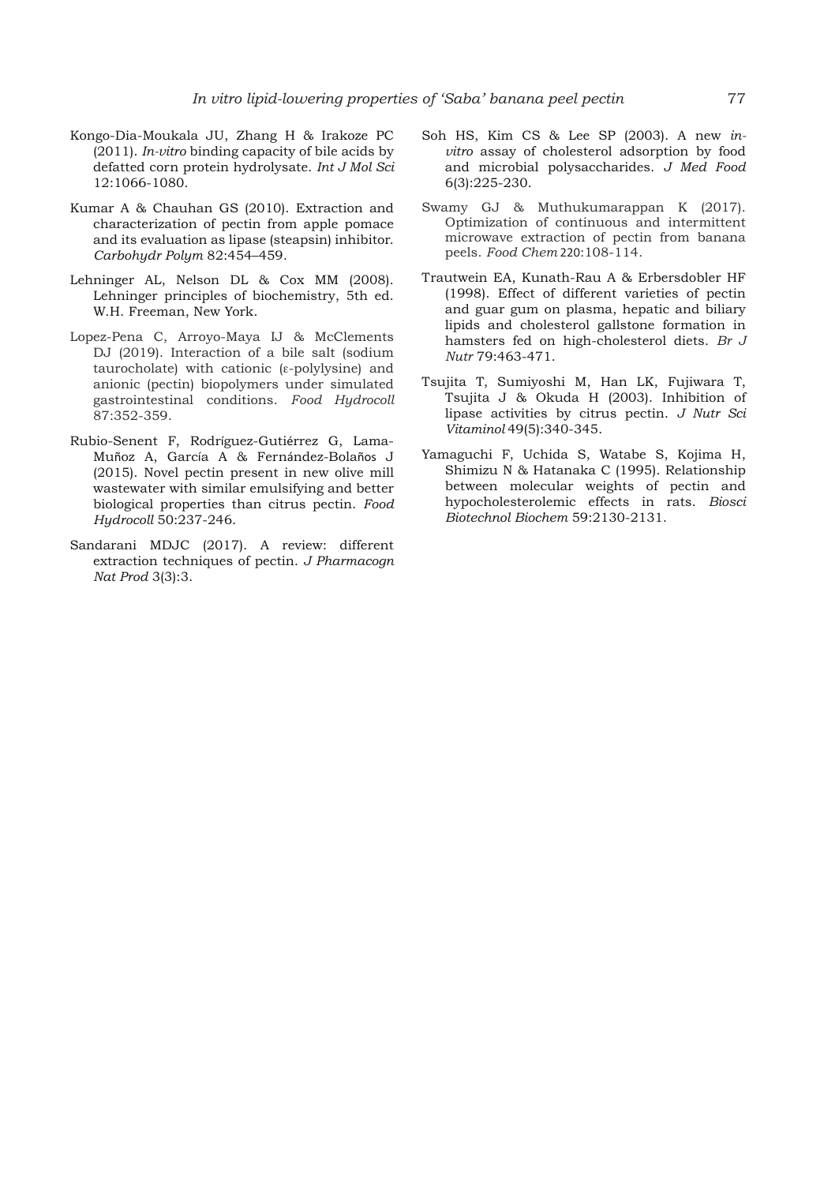Kongo-Dia-Moukala JU, Zhang H & Irakoze PC (2011). *In-vitro* binding capacity of bile acids by defatted corn protein hydrolysate. *Int J Mol Sci* 12:1066-1080.

Kumar A & Chauhan GS (2010). Extraction and characterization of pectin from apple pomace and its evaluation as lipase (steapsin) inhibitor. *Carbohydr Polym* 82:454–459.

Lehninger AL, Nelson DL & Cox MM (2008). Lehninger principles of biochemistry, 5th ed. W.H. Freeman, New York.

Lopez-Pena C, Arroyo-Maya IJ & McClements DJ (2019). Interaction of a bile salt (sodium taurocholate) with cationic (ε-polylysine) and anionic (pectin) biopolymers under simulated gastrointestinal conditions. *Food Hydrocoll* 87:352-359.

Rubio-Senent F, Rodríguez-Gutiérrez G, Lama-Muñoz A, García A & Fernández-Bolaños J (2015). Novel pectin present in new olive mill wastewater with similar emulsifying and better biological properties than citrus pectin. *Food Hydrocoll* 50:237-246.

Sandarani MDJC (2017). A review: different extraction techniques of pectin. *J Pharmacogn Nat Prod* 3(3):3.

Soh HS, Kim CS & Lee SP (2003). A new *in-vitro* assay of cholesterol adsorption by food and microbial polysaccharides. *J Med Food* 6(3):225-230.

Swamy GJ & Muthukumarappan K (2017). Optimization of continuous and intermittent microwave extraction of pectin from banana peels. *Food Chem* 220:108-114.

Trautwein EA, Kunath-Rau A & Erbersdobler HF (1998). Effect of different varieties of pectin and guar gum on plasma, hepatic and biliary lipids and cholesterol gallstone formation in hamsters fed on high-cholesterol diets. *Br J Nutr* 79:463-471.

Tsujita T, Sumiyoshi M, Han LK, Fujiwara T, Tsujita J & Okuda H (2003). Inhibition of lipase activities by citrus pectin. *J Nutr Sci Vitaminol* 49(5):340-345.

Yamaguchi F, Uchida S, Watabe S, Kojima H, Shimizu N & Hatanaka C (1995). Relationship between molecular weights of pectin and hypocholesterolemic effects in rats. *Biosci Biotechnol Biochem* 59:2130-2131.